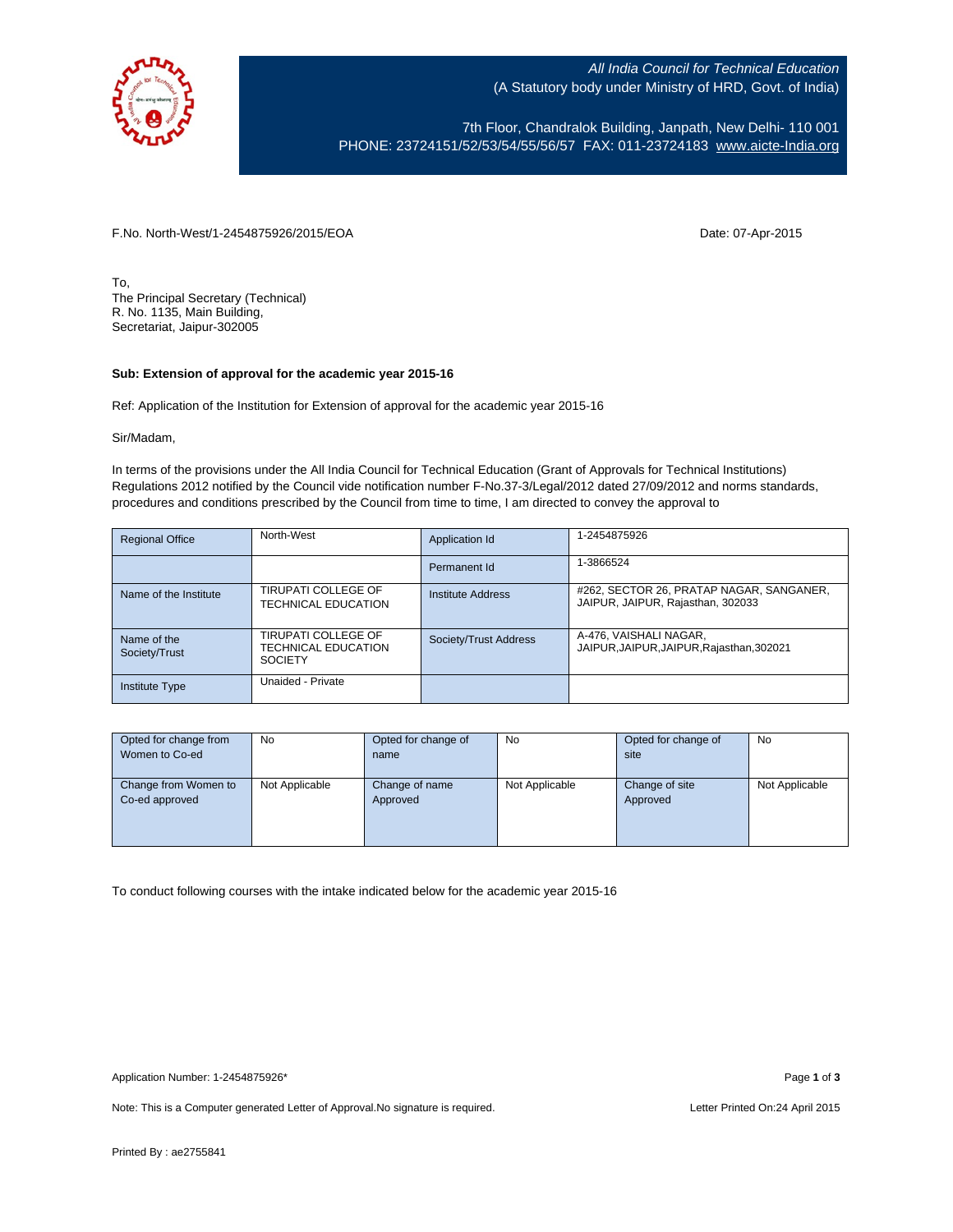All India Council for Technical Education
(A Statutory body under Ministry of HRD, Govt. of India)

7th Floor, Chandralok Building, Janpath, New Delhi- 110 001
PHONE: 23724151/52/53/54/55/56/57 FAX: 011-23724183 www.aicte-India.org

F.No. North-West/1-2454875926/2015/EOA

Date: 07-Apr-2015

To,
The Principal Secretary (Technical)
R. No. 1135, Main Building,
Secretariat, Jaipur-302005

**Sub: Extension of approval for the academic year 2015-16**

Ref: Application of the Institution for Extension of approval for the academic year 2015-16

Sir/Madam,

In terms of the provisions under the All India Council for Technical Education (Grant of Approvals for Technical Institutions) Regulations 2012 notified by the Council vide notification number F-No.37-3/Legal/2012 dated 27/09/2012 and norms standards, procedures and conditions prescribed by the Council from time to time, I am directed to convey the approval to

| Regional Office | North-West | Application Id | 1-2454875926 |
|---|---|---|---|
| | | Permanent Id | 1-3866524 |
| Name of the Institute | TIRUPATI COLLEGE OF TECHNICAL EDUCATION | Institute Address | #262, SECTOR 26, PRATAP NAGAR, SANGANER, JAIPUR, JAIPUR, Rajasthan, 302033 |
| Name of the Society/Trust | TIRUPATI COLLEGE OF TECHNICAL EDUCATION SOCIETY | Society/Trust Address | A-476, VAISHALI NAGAR, JAIPUR,JAIPUR,JAIPUR,Rajasthan,302021 |
| Institute Type | Unaided - Private | | |

| Opted for change from Women to Co-ed | No | Opted for change of name | No | Opted for change of site | No |
|---|---|---|---|---|---|
| Change from Women to Co-ed approved | Not Applicable | Change of name Approved | Not Applicable | Change of site Approved | Not Applicable |

To conduct following courses with the intake indicated below for the academic year 2015-16

Application Number: 1-2454875926*

Note: This is a Computer generated Letter of Approval.No signature is required.

Letter Printed On:24 April 2015

Printed By : ae2755841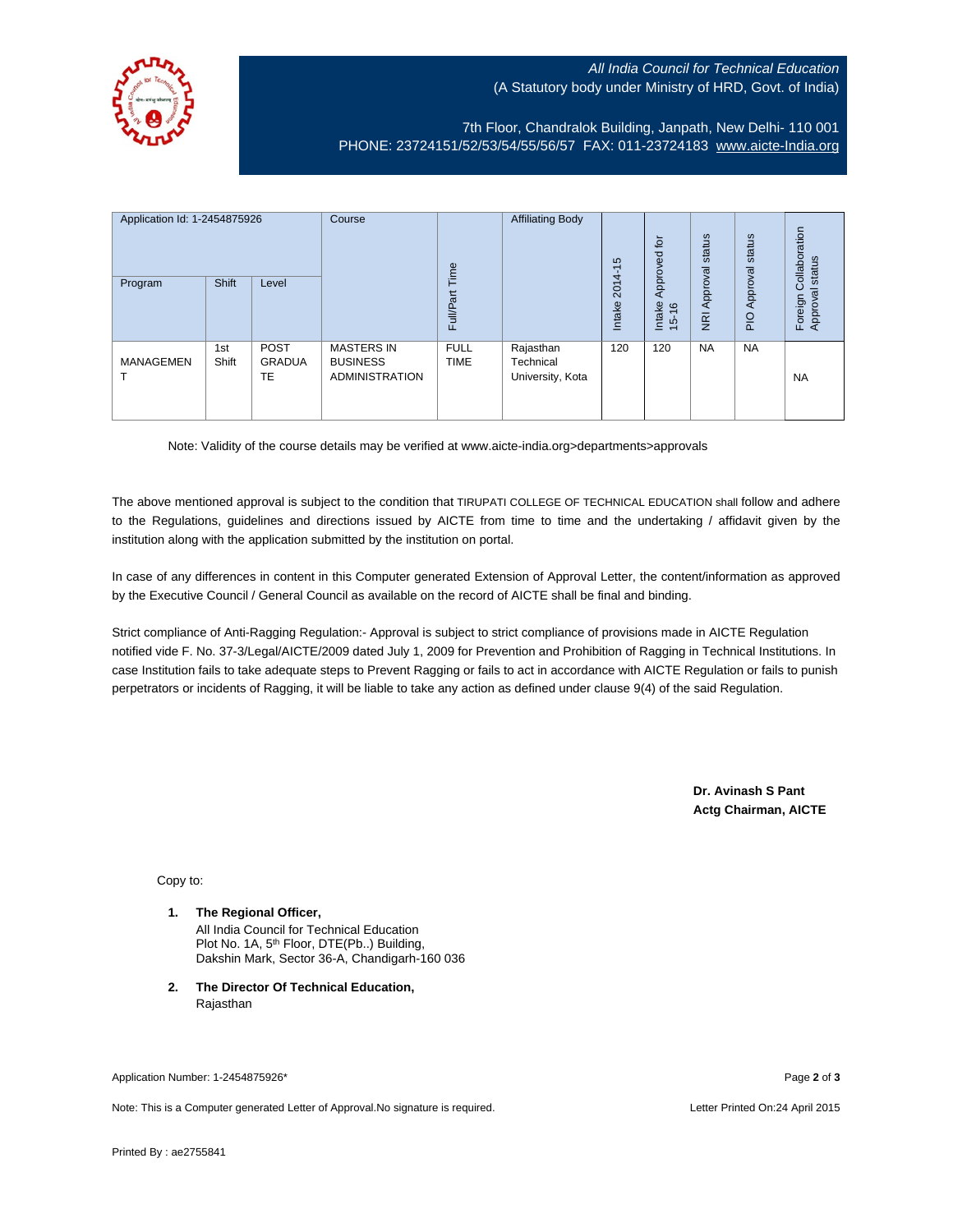*All India Council for Technical Education*
(A Statutory body under Ministry of HRD, Govt. of India)

7th Floor, Chandralok Building, Janpath, New Delhi- 110 001
PHONE: 23724151/52/53/54/55/56/57 FAX: 011-23724183 www.aicte-India.org

| Application Id: 1-2454875926 | | | Course | Full/Part Time | Affiliating Body | Intake 2014-15 | Intake Approved for 15-16 | NRI Approval status | PIO Approval status | Foreign Collaboration Approval status |
|---|---|---|---|---|---|---|---|---|---|---|
| Program | Shift | Level | | | | | | | | |
| MANAGEMENT | 1st Shift | POST GRADUATE | MASTERS IN BUSINESS ADMINISTRATION | FULL TIME | Rajasthan Technical University, Kota | 120 | 120 | NA | NA | NA |

Note: Validity of the course details may be verified at www.aicte-india.org>departments>approvals

The above mentioned approval is subject to the condition that TIRUPATI COLLEGE OF TECHNICAL EDUCATION shall follow and adhere to the Regulations, guidelines and directions issued by AICTE from time to time and the undertaking / affidavit given by the institution along with the application submitted by the institution on portal.

In case of any differences in content in this Computer generated Extension of Approval Letter, the content/information as approved by the Executive Council / General Council as available on the record of AICTE shall be final and binding.

Strict compliance of Anti-Ragging Regulation:- Approval is subject to strict compliance of provisions made in AICTE Regulation notified vide F. No. 37-3/Legal/AICTE/2009 dated July 1, 2009 for Prevention and Prohibition of Ragging in Technical Institutions. In case Institution fails to take adequate steps to Prevent Ragging or fails to act in accordance with AICTE Regulation or fails to punish perpetrators or incidents of Ragging, it will be liable to take any action as defined under clause 9(4) of the said Regulation.

**Dr. Avinash S Pant**
**Actg Chairman, AICTE**

Copy to:

1. **The Regional Officer,**
   All India Council for Technical Education
   Plot No. 1A, 5th Floor, DTE(Pb..) Building,
   Dakshin Mark, Sector 36-A, Chandigarh-160 036

2. **The Director Of Technical Education,**
   Rajasthan

Application Number: 1-2454875926*

Note: This is a Computer generated Letter of Approval.No signature is required.

Letter Printed On:24 April 2015

Printed By : ae2755841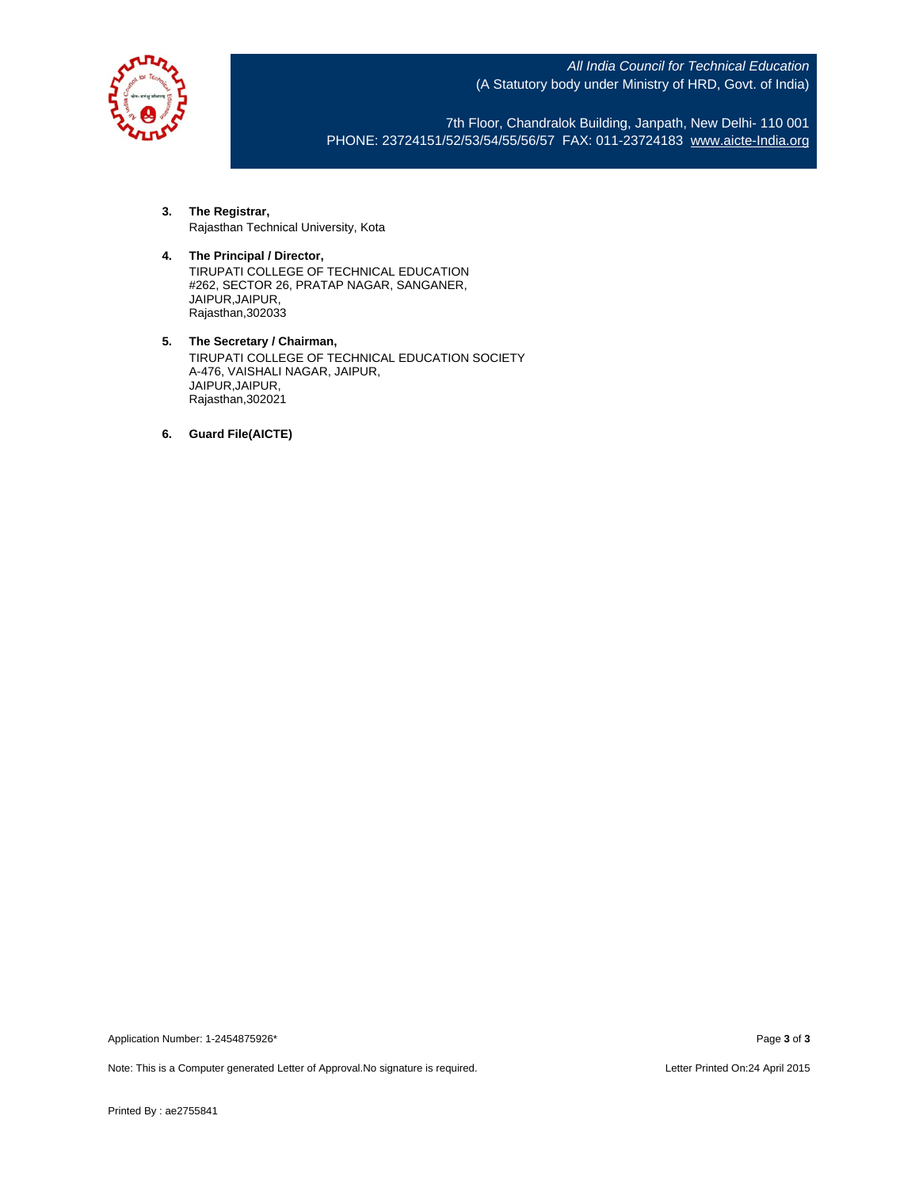*All India Council for Technical Education*
(A Statutory body under Ministry of HRD, Govt. of India)

7th Floor, Chandralok Building, Janpath, New Delhi- 110 001
PHONE: 23724151/52/53/54/55/56/57 FAX: 011-23724183 www.aicte-India.org

3. **The Registrar,**
   Rajasthan Technical University, Kota

4. **The Principal / Director,**
   TIRUPATI COLLEGE OF TECHNICAL EDUCATION
   #262, SECTOR 26, PRATAP NAGAR, SANGANER,
   JAIPUR,JAIPUR,
   Rajasthan,302033

5. **The Secretary / Chairman,**
   TIRUPATI COLLEGE OF TECHNICAL EDUCATION SOCIETY
   A-476, VAISHALI NAGAR, JAIPUR,
   JAIPUR,JAIPUR,
   Rajasthan,302021

6. **Guard File(AICTE)**

Application Number: 1-2454875926*

Note: This is a Computer generated Letter of Approval.No signature is required.

Letter Printed On:24 April 2015

Printed By : ae2755841